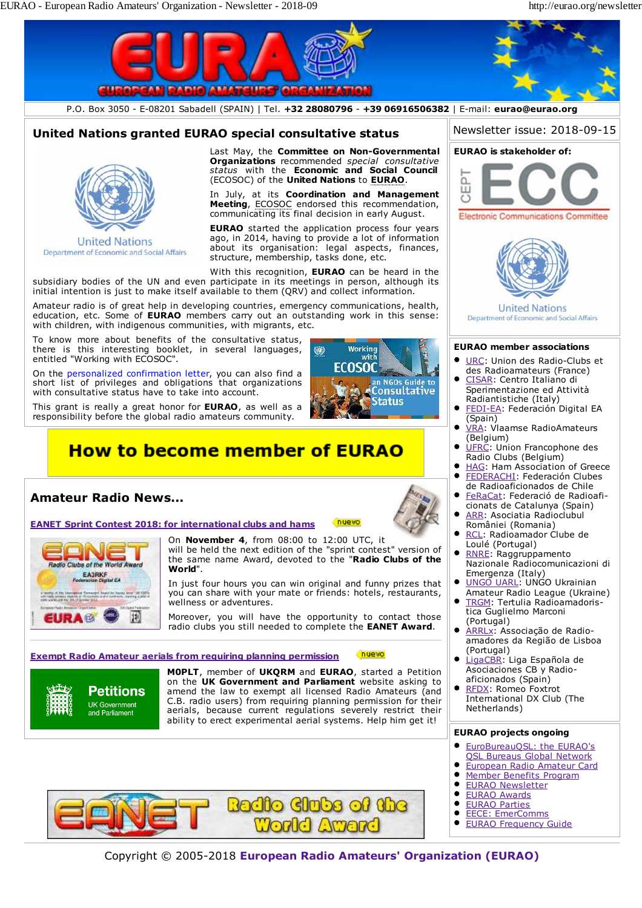P.O. Box 3050 - E-08201 Sabadell (SPAIN) | Tel. **+32 28080796** - **+39 06916506382** | E-mail: **eurao@eurao.org**

## United Nations granted EURAO special consultative status

Last May, the **Committee on Non-Governmental Organizations** recommended *special consultative status* with the **Economic and Social Council** (ECOSOC) of the **United Nations** to **EURAO**.

In July, at its **Coordination and Management Meeting**, ECOSOC endorsed this recommendation, communicating its final decision in early August.

**EURAO** started the application process four years ago, in 2014, having to provide a lot of information about its organisation: legal aspects, finances, structure, membership, tasks done, etc.

With this recognition, **EURAO** can be heard in the subsidiary bodies of the UN and even participate in its meetings in person, although its initial intention is just to make itself available to them (QRV) and collect information.

Amateur radio is of great help in developing countries, emergency communications, health, education, etc. Some of **EURAO** members carry out an outstanding work in this sense: with children, with indigenous communities, with migrants, etc.

To know more about benefits of the consultative status, there is this interesting booklet, in several languages, entitled "Working with ECOSOC".

On the personalized confirmation letter, you can also find a short list of privileges and obligations that organizations with consultative status have to take into account.

This grant is really a great honor for **EURAO**, as well as a responsibility before the global radio amateur community.

## How to become member of EURAO

## Amateur Radio News...

### EANET Sprint Contest 2018: for international clubs and hams

nuevo

On **November 4**, from 08:00 to 12:00 UTC, it will be held the next edition of the "sprint contest" version of the same name Award, devoted to the "**Radio Clubs of the World**".

In just four hours you can win original and funny prizes that you can share with your mate or friends: hotels, restaurants, wellness or adventures.

Moreover, you will have the opportunity to contact those radio clubs you still needed to complete the **EANET Award**.

### Exempt Radio Amateur aerials from requiring planning permission

nuevo

**M0PLT**, member of **UKQRM** and **EURAO**, started a Petition on the **UK Government and Parliament** website asking to amend the law to exempt all licensed Radio Amateurs (and C.B. radio users) from requiring planning permission for their aerials, because current regulations severely restrict their ability to erect experimental aerial systems. Help him get it!

EANET Radio Clubs of the World Award

---

Newsletter issue: 2018-09-15

**EURAO is stakeholder of:**

CEPT ECC Electronic Communications Committee

United Nations Department of Economic and Social Affairs

**EURAO member associations**

- URC: Union des Radio-Clubs et des Radioamateurs (France)
- CISAR: Centro Italiano di Sperimentazione ed Attività Radiantistiche (Italy)
- FEDI-EA: Federación Digital EA (Spain)
- VRA: Vlaamse RadioAmateurs (Belgium)
- UFRC: Union Francophone des Radio Clubs (Belgium)
- HAG: Ham Association of Greece
- FEDERACHI: Federación Clubes de Radioaficionados de Chile
- FeRaCat: Federació de Radioaficionats de Catalunya (Spain)
- ARR: Asociatia Radioclubul Românieі (Romania)
- RCL: Radioamador Clube de Loulé (Portugal)
- RNRE: Raggruppamento Nazionale Radiocomunicazioni di Emergenza (Italy)
- UNGO UARL: UNGO Ukrainian Amateur Radio League (Ukraine)
- TRGM: Tertulia Radioamadorística Guglielmo Marconi (Portugal)
- ARRLx: Associação de Radioamadores da Região de Lisboa (Portugal)
- LigaCBR: Liga Española de Asociaciones CB y Radioaficionados (Spain)
- RFDX: Romeo Foxtrot International DX Club (The Netherlands)

**EURAO projects ongoing**

- EuroBureauQSL: the EURAO's QSL Bureaus Global Network
- European Radio Amateur Card
- Member Benefits Program
- EURAO Newsletter
- EURAO Awards
- EURAO Parties
- EECE: EmerComms
- EURAO Frequency Guide

Copyright © 2005-2018 **European Radio Amateurs' Organization (EURAO)**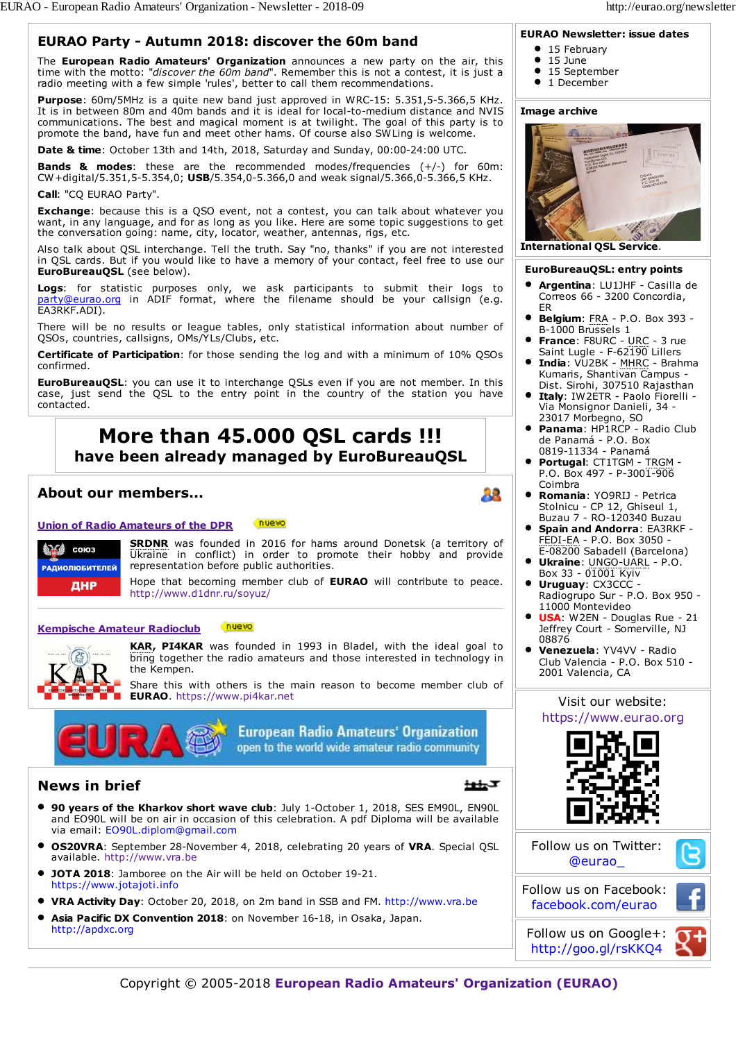## EURAO Party - Autumn 2018: discover the 60m band

The **European Radio Amateurs' Organization** announces a new party on the air, this time with the motto: "*discover the 60m band*". Remember this is not a contest, it is just a radio meeting with a few simple 'rules', better to call them recommendations.

**Purpose**: 60m/5MHz is a quite new band just approved in WRC-15: 5.351,5-5.366,5 KHz. It is in between 80m and 40m bands and it is ideal for local-to-medium distance and NVIS communications. The best and magical moment is at twilight. The goal of this party is to promote the band, have fun and meet other hams. Of course also SWLing is welcome.

**Date & time**: October 13th and 14th, 2018, Saturday and Sunday, 00:00-24:00 UTC.

**Bands & modes**: these are the recommended modes/frequencies (+/-) for 60m: CW+digital/5.351,5-5.354,0; **USB**/5.354,0-5.366,0 and weak signal/5.366,0-5.366,5 KHz.

**Call**: "CQ EURAO Party".

**Exchange**: because this is a QSO event, not a contest, you can talk about whatever you want, in any language, and for as long as you like. Here are some topic suggestions to get the conversation going: name, city, locator, weather, antennas, rigs, etc.

Also talk about QSL interchange. Tell the truth. Say "no, thanks" if you are not interested in QSL cards. But if you would like to have a memory of your contact, feel free to use our **EuroBureauQSL** (see below).

**Logs**: for statistic purposes only, we ask participants to submit their logs to party@eurao.org in ADIF format, where the filename should be your callsign (e.g. EA3RKF.ADI).

There will be no results or league tables, only statistical information about number of QSOs, countries, callsigns, OMs/YLs/Clubs, etc.

**Certificate of Participation**: for those sending the log and with a minimum of 10% QSOs confirmed.

**EuroBureauQSL**: you can use it to interchange QSLs even if you are not member. In this case, just send the QSL to the entry point in the country of the station you have contacted.

# More than 45.000 QSL cards !!!
## have been already managed by EuroBureauQSL

## About our members...

### Union of Radio Amateurs of the DPR — nuevo

**SRDNR** was founded in 2016 for hams around Donetsk (a territory of Ukraine in conflict) in order to promote their hobby and provide representation before public authorities.

Hope that becoming member club of **EURAO** will contribute to peace.
http://www.d1dnr.ru/soyuz/

### Kempische Amateur Radioclub — nuevo

**KAR, PI4KAR** was founded in 1993 in Bladel, with the ideal goal to bring together the radio amateurs and those interested in technology in the Kempen.

Share this with others is the main reason to become member club of **EURAO**. https://www.pi4kar.net

EURAO European Radio Amateurs' Organization — open to the world wide amateur radio community

## News in brief

- **90 years of the Kharkov short wave club**: July 1-October 1, 2018, SES EM90L, EN90L and EO90L will be on air in occasion of this celebration. A pdf Diploma will be available via email: EO90L.diplom@gmail.com
- **OS20VRA**: September 28-November 4, 2018, celebrating 20 years of **VRA**. Special QSL available. http://www.vra.be
- **JOTA 2018**: Jamboree on the Air will be held on October 19-21. https://www.jotajoti.info
- **VRA Activity Day**: October 20, 2018, on 2m band in SSB and FM. http://www.vra.be
- **Asia Pacific DX Convention 2018**: on November 16-18, in Osaka, Japan. http://apdxc.org

### EURAO Newsletter: issue dates

- 15 February
- 15 June
- 15 September
- 1 December

### Image archive

International QSL Service.

### EuroBureauQSL: entry points

- **Argentina**: LU1JHF - Casilla de Correos 66 - 3200 Concordia, ER
- **Belgium**: FRA - P.O. Box 393 - B-1000 Brussels 1
- **France**: F8URC - URC - 3 rue Saint Lugle - F-62190 Lillers
- **India**: VU2BK - MHRC - Brahma Kumaris, Shantivan Campus - Dist. Sirohi, 307510 Rajasthan
- **Italy**: IW2ETR - Paolo Fiorelli - Via Monsignor Danieli, 34 - 23017 Morbegno, SO
- **Panama**: HP1RCP - Radio Club de Panamá - P.O. Box 0819-11334 - Panamá
- **Portugal**: CT1TGM - TRGM - P.O. Box 497 - P-3001-906 Coimbra
- **Romania**: YO9RIJ - Petrica Stolnicu - CP 12, Ghiseul 1, Buzau 7 - RO-120340 Buzau
- **Spain and Andorra**: EA3RKF - FEDI-EA - P.O. Box 3050 - E-08200 Sabadell (Barcelona)
- **Ukraine**: UNGO-UARL - P.O. Box 33 - 01001 Kyiv
- **Uruguay**: CX3CCC - Radiogrupo Sur - P.O. Box 950 - 11000 Montevideo
- **USA**: W2EN - Douglas Rue - 21 Jeffrey Court - Somerville, NJ 08876
- **Venezuela**: YV4VV - Radio Club Valencia - P.O. Box 510 - 2001 Valencia, CA

Visit our website:
https://www.eurao.org

Follow us on Twitter: @eurao_

Follow us on Facebook: facebook.com/eurao

Follow us on Google+: http://goo.gl/rsKKQ4

Copyright © 2005-2018 **European Radio Amateurs' Organization (EURAO)**